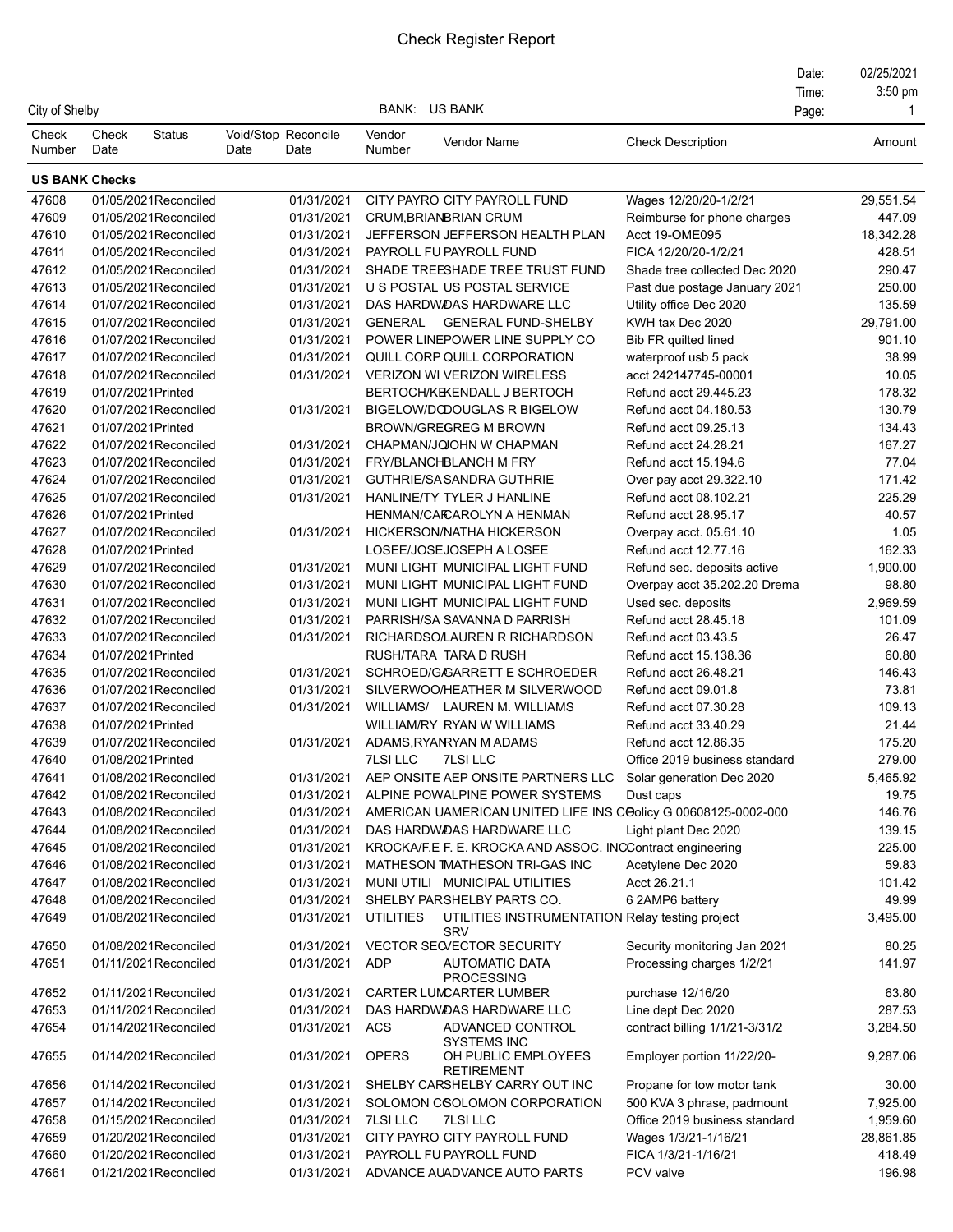# Check Register Report

City of Shelby

BANK: US BANK

Date: 02/25/2021
Time: 3:50 pm
Page: 1

| Check Number | Check Date | Status | Void/Stop Date | Reconcile Date | Vendor Number | Vendor Name | Check Description | Amount |
|---|---|---|---|---|---|---|---|---|
| **US BANK Checks** | | | | | | | | |
| 47608 | 01/05/2021 | Reconciled | | 01/31/2021 | CITY PAYRO | CITY PAYROLL FUND | Wages 12/20/20-1/2/21 | 29,551.54 |
| 47609 | 01/05/2021 | Reconciled | | 01/31/2021 | CRUM,BRIAN | BRIAN CRUM | Reimburse for phone charges | 447.09 |
| 47610 | 01/05/2021 | Reconciled | | 01/31/2021 | JEFFERSON | JEFFERSON HEALTH PLAN | Acct 19-OME095 | 18,342.28 |
| 47611 | 01/05/2021 | Reconciled | | 01/31/2021 | PAYROLL FU | PAYROLL FUND | FICA 12/20/20-1/2/21 | 428.51 |
| 47612 | 01/05/2021 | Reconciled | | 01/31/2021 | SHADE TREE | SHADE TREE TRUST FUND | Shade tree collected Dec 2020 | 290.47 |
| 47613 | 01/05/2021 | Reconciled | | 01/31/2021 | U S POSTAL | US POSTAL SERVICE | Past due postage January 2021 | 250.00 |
| 47614 | 01/07/2021 | Reconciled | | 01/31/2021 | DAS HARDW | DAS HARDWARE LLC | Utility office Dec 2020 | 135.59 |
| 47615 | 01/07/2021 | Reconciled | | 01/31/2021 | GENERAL | GENERAL FUND-SHELBY | KWH tax Dec 2020 | 29,791.00 |
| 47616 | 01/07/2021 | Reconciled | | 01/31/2021 | POWER LINE | POWER LINE SUPPLY CO | Bib FR quilted lined | 901.10 |
| 47617 | 01/07/2021 | Reconciled | | 01/31/2021 | QUILL CORP | QUILL CORPORATION | waterproof usb 5 pack | 38.99 |
| 47618 | 01/07/2021 | Reconciled | | 01/31/2021 | VERIZON WI | VERIZON WIRELESS | acct 242147745-00001 | 10.05 |
| 47619 | 01/07/2021 | Printed | | | BERTOCH/KE | KENDALL J BERTOCH | Refund acct 29.445.23 | 178.32 |
| 47620 | 01/07/2021 | Reconciled | | 01/31/2021 | BIGELOW/DO | DOUGLAS R BIGELOW | Refund acct 04.180.53 | 130.79 |
| 47621 | 01/07/2021 | Printed | | | BROWN/GRE | GREG M BROWN | Refund acct 09.25.13 | 134.43 |
| 47622 | 01/07/2021 | Reconciled | | 01/31/2021 | CHAPMAN/JO | JOHN W CHAPMAN | Refund acct 24.28.21 | 167.27 |
| 47623 | 01/07/2021 | Reconciled | | 01/31/2021 | FRY/BLANCH | BLANCH M FRY | Refund acct 15.194.6 | 77.04 |
| 47624 | 01/07/2021 | Reconciled | | 01/31/2021 | GUTHRIE/SA | SANDRA GUTHRIE | Over pay acct 29.322.10 | 171.42 |
| 47625 | 01/07/2021 | Reconciled | | 01/31/2021 | HANLINE/TY | TYLER J HANLINE | Refund acct 08.102.21 | 225.29 |
| 47626 | 01/07/2021 | Printed | | | HENMAN/CAR | CAROLYN A HENMAN | Refund acct 28.95.17 | 40.57 |
| 47627 | 01/07/2021 | Reconciled | | 01/31/2021 | HICKERSON/ | NATHA HICKERSON | Overpay acct. 05.61.10 | 1.05 |
| 47628 | 01/07/2021 | Printed | | | LOSEE/JOSE | JOSEPH A LOSEE | Refund acct 12.77.16 | 162.33 |
| 47629 | 01/07/2021 | Reconciled | | 01/31/2021 | MUNI LIGHT | MUNICIPAL LIGHT FUND | Refund sec. deposits active | 1,900.00 |
| 47630 | 01/07/2021 | Reconciled | | 01/31/2021 | MUNI LIGHT | MUNICIPAL LIGHT FUND | Overpay acct 35.202.20 Drema | 98.80 |
| 47631 | 01/07/2021 | Reconciled | | 01/31/2021 | MUNI LIGHT | MUNICIPAL LIGHT FUND | Used sec. deposits | 2,969.59 |
| 47632 | 01/07/2021 | Reconciled | | 01/31/2021 | PARRISH/SA | SAVANNA D PARRISH | Refund acct 28.45.18 | 101.09 |
| 47633 | 01/07/2021 | Reconciled | | 01/31/2021 | RICHARDSO/ | LAUREN R RICHARDSON | Refund acct 03.43.5 | 26.47 |
| 47634 | 01/07/2021 | Printed | | | RUSH/TARA | TARA D RUSH | Refund acct 15.138.36 | 60.80 |
| 47635 | 01/07/2021 | Reconciled | | 01/31/2021 | SCHROED/G/ | GARRETT E SCHROEDER | Refund acct 26.48.21 | 146.43 |
| 47636 | 01/07/2021 | Reconciled | | 01/31/2021 | SILVERWOO/ | HEATHER M SILVERWOOD | Refund acct 09.01.8 | 73.81 |
| 47637 | 01/07/2021 | Reconciled | | 01/31/2021 | WILLIAMS/ | LAUREN M. WILLIAMS | Refund acct 07.30.28 | 109.13 |
| 47638 | 01/07/2021 | Printed | | | WILLIAM/RY | RYAN W WILLIAMS | Refund acct 33.40.29 | 21.44 |
| 47639 | 01/07/2021 | Reconciled | | 01/31/2021 | ADAMS,RYAN | RYAN M ADAMS | Refund acct 12.86.35 | 175.20 |
| 47640 | 01/08/2021 | Printed | | | 7LSI LLC | 7LSI LLC | Office 2019 business standard | 279.00 |
| 47641 | 01/08/2021 | Reconciled | | 01/31/2021 | AEP ONSITE | AEP ONSITE PARTNERS LLC | Solar generation Dec 2020 | 5,465.92 |
| 47642 | 01/08/2021 | Reconciled | | 01/31/2021 | ALPINE POW | ALPINE POWER SYSTEMS | Dust caps | 19.75 |
| 47643 | 01/08/2021 | Reconciled | | 01/31/2021 | AMERICAN U | AMERICAN UNITED LIFE INS CO | Policy G 00608125-0002-000 | 146.76 |
| 47644 | 01/08/2021 | Reconciled | | 01/31/2021 | DAS HARDW | DAS HARDWARE LLC | Light plant Dec 2020 | 139.15 |
| 47645 | 01/08/2021 | Reconciled | | 01/31/2021 | KROCKA/F.E | F. E. KROCKA AND ASSOC. INC | Contract engineering | 225.00 |
| 47646 | 01/08/2021 | Reconciled | | 01/31/2021 | MATHESON T | MATHESON TRI-GAS INC | Acetylene Dec 2020 | 59.83 |
| 47647 | 01/08/2021 | Reconciled | | 01/31/2021 | MUNI UTILI | MUNICIPAL UTILITIES | Acct 26.21.1 | 101.42 |
| 47648 | 01/08/2021 | Reconciled | | 01/31/2021 | SHELBY PAR | SHELBY PARTS CO. | 6 2AMP6 battery | 49.99 |
| 47649 | 01/08/2021 | Reconciled | | 01/31/2021 | UTILITIES | UTILITIES INSTRUMENTATION SRV | Relay testing project | 3,495.00 |
| 47650 | 01/08/2021 | Reconciled | | 01/31/2021 | VECTOR SEC | VECTOR SECURITY | Security monitoring Jan 2021 | 80.25 |
| 47651 | 01/11/2021 | Reconciled | | 01/31/2021 | ADP | AUTOMATIC DATA PROCESSING | Processing charges 1/2/21 | 141.97 |
| 47652 | 01/11/2021 | Reconciled | | 01/31/2021 | CARTER LUM | CARTER LUMBER | purchase 12/16/20 | 63.80 |
| 47653 | 01/11/2021 | Reconciled | | 01/31/2021 | DAS HARDW | DAS HARDWARE LLC | Line dept Dec 2020 | 287.53 |
| 47654 | 01/14/2021 | Reconciled | | 01/31/2021 | ACS | ADVANCED CONTROL SYSTEMS INC | contract billing 1/1/21-3/31/2 | 3,284.50 |
| 47655 | 01/14/2021 | Reconciled | | 01/31/2021 | OPERS | OH PUBLIC EMPLOYEES RETIREMENT | Employer portion 11/22/20- | 9,287.06 |
| 47656 | 01/14/2021 | Reconciled | | 01/31/2021 | SHELBY CAR | SHELBY CARRY OUT INC | Propane for tow motor tank | 30.00 |
| 47657 | 01/14/2021 | Reconciled | | 01/31/2021 | SOLOMON CO | SOLOMON CORPORATION | 500 KVA 3 phrase, padmount | 7,925.00 |
| 47658 | 01/15/2021 | Reconciled | | 01/31/2021 | 7LSI LLC | 7LSI LLC | Office 2019 business standard | 1,959.60 |
| 47659 | 01/20/2021 | Reconciled | | 01/31/2021 | CITY PAYRO | CITY PAYROLL FUND | Wages 1/3/21-1/16/21 | 28,861.85 |
| 47660 | 01/20/2021 | Reconciled | | 01/31/2021 | PAYROLL FU | PAYROLL FUND | FICA 1/3/21-1/16/21 | 418.49 |
| 47661 | 01/21/2021 | Reconciled | | 01/31/2021 | ADVANCE AU | ADVANCE AUTO PARTS | PCV valve | 196.98 |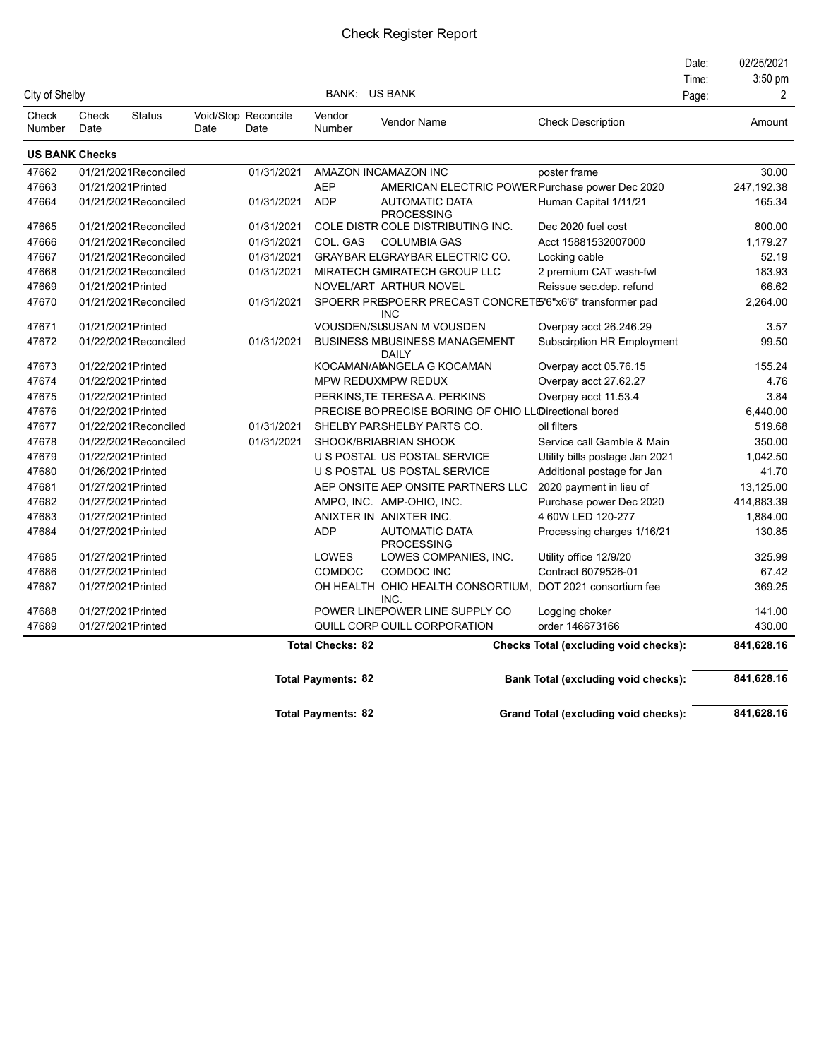# Check Register Report

City of Shelby | BANK: US BANK | Date: 02/25/2021 | Time: 3:50 pm

| Check Number | Check Date | Status | Void/Stop Date | Reconcile Date | Vendor Number | Vendor Name | Check Description | Amount |
|---|---|---|---|---|---|---|---|---|
| **US BANK Checks** | | | | | | | | |
| 47662 | 01/21/2021 | Reconciled | | 01/31/2021 | AMAZON INC | AMAZON INC | poster frame | 30.00 |
| 47663 | 01/21/2021 | Printed | | | AEP | AMERICAN ELECTRIC POWER | Purchase power Dec 2020 | 247,192.38 |
| 47664 | 01/21/2021 | Reconciled | | 01/31/2021 | ADP | AUTOMATIC DATA PROCESSING | Human Capital 1/11/21 | 165.34 |
| 47665 | 01/21/2021 | Reconciled | | 01/31/2021 | COLE DISTR | COLE DISTRIBUTING INC. | Dec 2020 fuel cost | 800.00 |
| 47666 | 01/21/2021 | Reconciled | | 01/31/2021 | COL. GAS | COLUMBIA GAS | Acct 15881532007000 | 1,179.27 |
| 47667 | 01/21/2021 | Reconciled | | 01/31/2021 | GRAYBAR EL | GRAYBAR ELECTRIC CO. | Locking cable | 52.19 |
| 47668 | 01/21/2021 | Reconciled | | 01/31/2021 | MIRATECH G | MIRATECH GROUP LLC | 2 premium CAT wash-fwl | 183.93 |
| 47669 | 01/21/2021 | Printed | | | NOVEL/ART | ARTHUR NOVEL | Reissue sec.dep. refund | 66.62 |
| 47670 | 01/21/2021 | Reconciled | | 01/31/2021 | SPOERR PRE | SPOERR PRECAST CONCRETE INC | 5'6"x6'6" transformer pad | 2,264.00 |
| 47671 | 01/21/2021 | Printed | | | VOUSDEN/SU | SUSAN M VOUSDEN | Overpay acct 26.246.29 | 3.57 |
| 47672 | 01/22/2021 | Reconciled | | 01/31/2021 | BUSINESS M | BUSINESS MANAGEMENT DAILY | Subscirption HR Employment | 99.50 |
| 47673 | 01/22/2021 | Printed | | | KOCAMAN/AN | ANGELA G KOCAMAN | Overpay acct 05.76.15 | 155.24 |
| 47674 | 01/22/2021 | Printed | | | MPW REDUX | MPW REDUX | Overpay acct 27.62.27 | 4.76 |
| 47675 | 01/22/2021 | Printed | | | PERKINS,TE | TERESA A. PERKINS | Overpay acct 11.53.4 | 3.84 |
| 47676 | 01/22/2021 | Printed | | | PRECISE BO | PRECISE BORING OF OHIO LLC | Directional bored | 6,440.00 |
| 47677 | 01/22/2021 | Reconciled | | 01/31/2021 | SHELBY PAR | SHELBY PARTS CO. | oil filters | 519.68 |
| 47678 | 01/22/2021 | Reconciled | | 01/31/2021 | SHOOK/BRIA | BRIAN SHOOK | Service call Gamble & Main | 350.00 |
| 47679 | 01/22/2021 | Printed | | | U S POSTAL | US POSTAL SERVICE | Utility bills postage Jan 2021 | 1,042.50 |
| 47680 | 01/26/2021 | Printed | | | U S POSTAL | US POSTAL SERVICE | Additional postage for Jan | 41.70 |
| 47681 | 01/27/2021 | Printed | | | AEP ONSITE | AEP ONSITE PARTNERS LLC | 2020 payment in lieu of | 13,125.00 |
| 47682 | 01/27/2021 | Printed | | | AMPO, INC. | AMP-OHIO, INC. | Purchase power Dec 2020 | 414,883.39 |
| 47683 | 01/27/2021 | Printed | | | ANIXTER IN | ANIXTER INC. | 4 60W LED 120-277 | 1,884.00 |
| 47684 | 01/27/2021 | Printed | | | ADP | AUTOMATIC DATA PROCESSING | Processing charges 1/16/21 | 130.85 |
| 47685 | 01/27/2021 | Printed | | | LOWES | LOWES COMPANIES, INC. | Utility office 12/9/20 | 325.99 |
| 47686 | 01/27/2021 | Printed | | | COMDOC | COMDOC INC | Contract 6079526-01 | 67.42 |
| 47687 | 01/27/2021 | Printed | | | OH HEALTH | OHIO HEALTH CONSORTIUM, INC. | DOT 2021 consortium fee | 369.25 |
| 47688 | 01/27/2021 | Printed | | | POWER LINE | POWER LINE SUPPLY CO | Logging choker | 141.00 |
| 47689 | 01/27/2021 | Printed | | | QUILL CORP | QUILL CORPORATION | order 146673166 | 430.00 |

**Total Checks: 82** — **Checks Total (excluding void checks): 841,628.16**

**Total Payments: 82** — **Bank Total (excluding void checks): 841,628.16**

**Total Payments: 82** — **Grand Total (excluding void checks): 841,628.16**